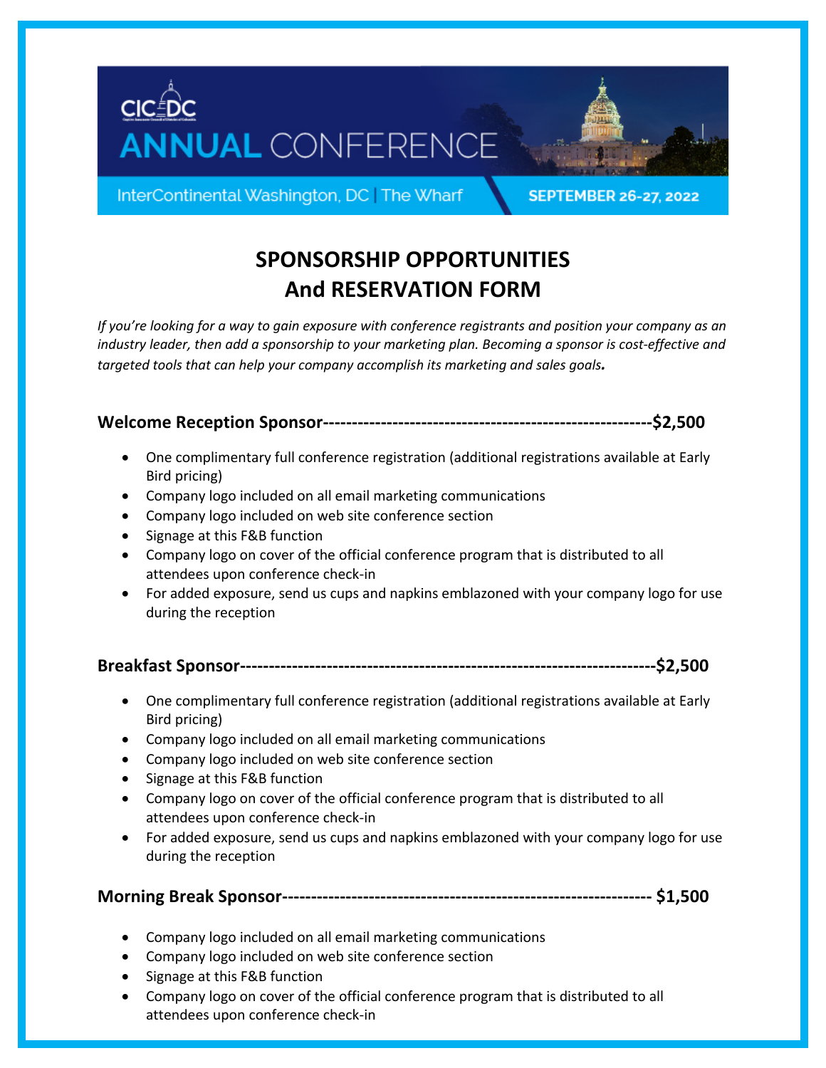CIC DC

# ANNUAL CONFERENCE

InterContinental Washington, DC | The Wharf

SEPTEMBER 26-27, 2022

## SPONSORSHIP OPPORTUNITIES
## And RESERVATION FORM

*If you're looking for a way to gain exposure with conference registrants and position your company as an industry leader, then add a sponsorship to your marketing plan. Becoming a sponsor is cost-effective and targeted tools that can help your company accomplish its marketing and sales goals.*

**Welcome Reception Sponsor---------------------------------------------------------$2,500**

- One complimentary full conference registration (additional registrations available at Early Bird pricing)
- Company logo included on all email marketing communications
- Company logo included on web site conference section
- Signage at this F&B function
- Company logo on cover of the official conference program that is distributed to all attendees upon conference check-in
- For added exposure, send us cups and napkins emblazoned with your company logo for use during the reception

**Breakfast Sponsor-----------------------------------------------------------------------$2,500**

- One complimentary full conference registration (additional registrations available at Early Bird pricing)
- Company logo included on all email marketing communications
- Company logo included on web site conference section
- Signage at this F&B function
- Company logo on cover of the official conference program that is distributed to all attendees upon conference check-in
- For added exposure, send us cups and napkins emblazoned with your company logo for use during the reception

**Morning Break Sponsor--------------------------------------------------------------- $1,500**

- Company logo included on all email marketing communications
- Company logo included on web site conference section
- Signage at this F&B function
- Company logo on cover of the official conference program that is distributed to all attendees upon conference check-in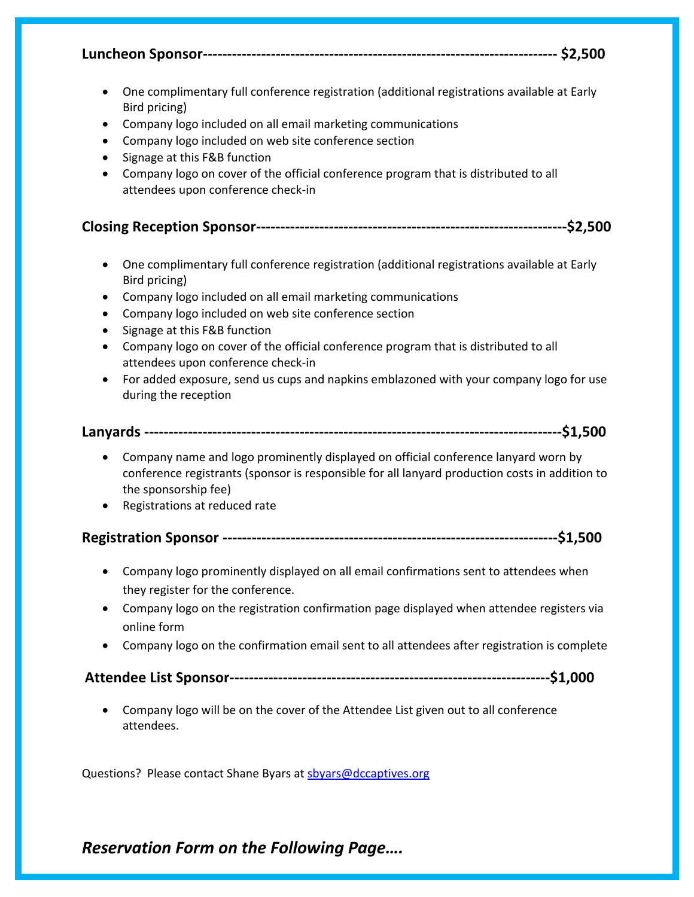**Luncheon Sponsor------------------------------------------------------------------------ $2,500**

- One complimentary full conference registration (additional registrations available at Early Bird pricing)
- Company logo included on all email marketing communications
- Company logo included on web site conference section
- Signage at this F&B function
- Company logo on cover of the official conference program that is distributed to all attendees upon conference check-in

**Closing Reception Sponsor--------------------------------------------------------------$2,500**

- One complimentary full conference registration (additional registrations available at Early Bird pricing)
- Company logo included on all email marketing communications
- Company logo included on web site conference section
- Signage at this F&B function
- Company logo on cover of the official conference program that is distributed to all attendees upon conference check-in
- For added exposure, send us cups and napkins emblazoned with your company logo for use during the reception

**Lanyards ---------------------------------------------------------------------------------$1,500**

- Company name and logo prominently displayed on official conference lanyard worn by conference registrants (sponsor is responsible for all lanyard production costs in addition to the sponsorship fee)
- Registrations at reduced rate

**Registration Sponsor -------------------------------------------------------------------$1,500**

- Company logo prominently displayed on all email confirmations sent to attendees when they register for the conference.
- Company logo on the registration confirmation page displayed when attendee registers via online form
- Company logo on the confirmation email sent to all attendees after registration is complete

**Attendee List Sponsor----------------------------------------------------------------$1,000**

- Company logo will be on the cover of the Attendee List given out to all conference attendees.

Questions? Please contact Shane Byars at sbyars@dccaptives.org

***Reservation Form on the Following Page….***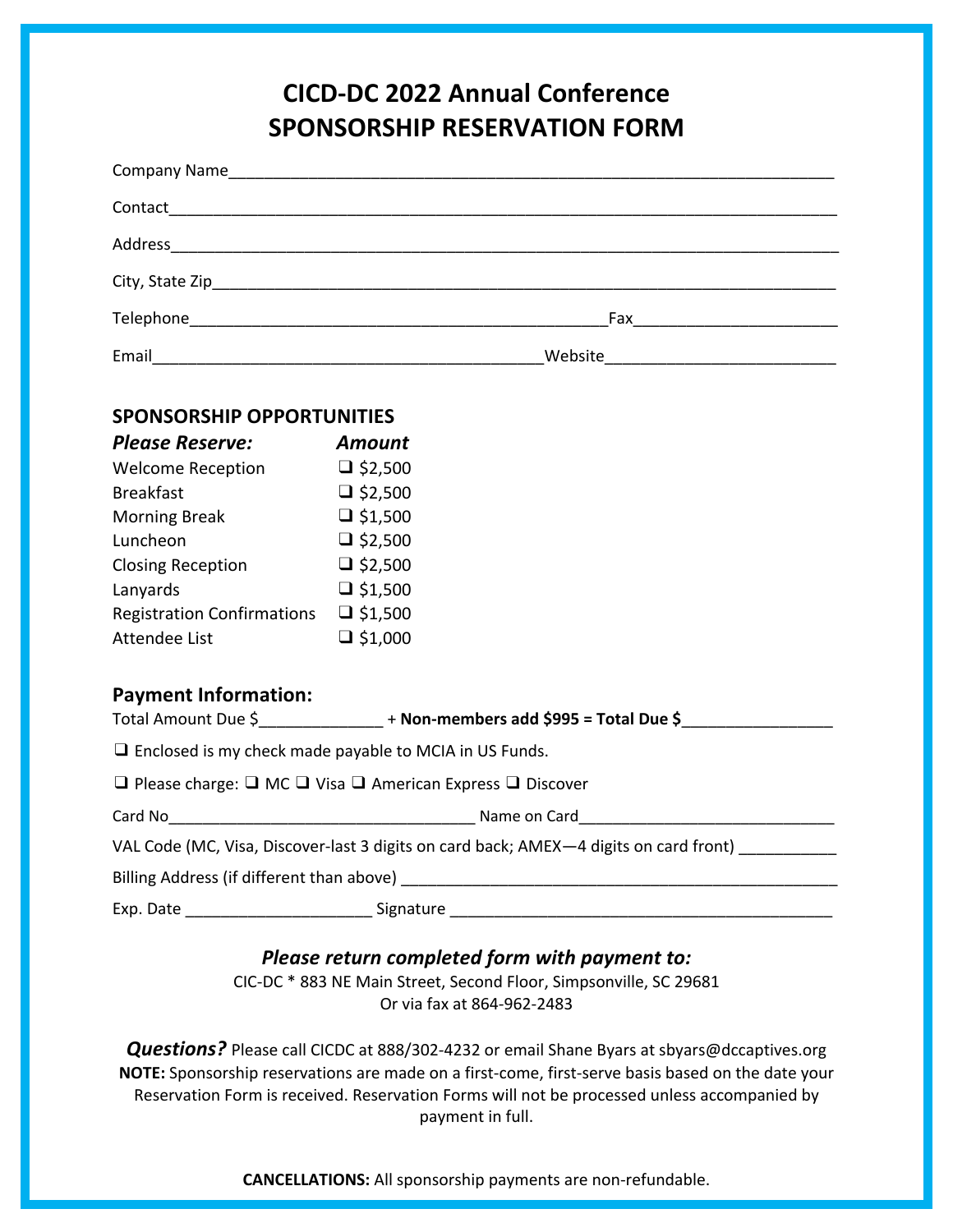# CICD-DC 2022 Annual Conference
# SPONSORSHIP RESERVATION FORM

Company Name_______________________________________________________________

Contact____________________________________________________________________

Address____________________________________________________________________

City, State Zip_____________________________________________________________

Telephone_____________________________________________Fax______________________

Email__________________________________________Website_________________________

## SPONSORSHIP OPPORTUNITIES

| ***Please Reserve:*** | ***Amount*** |
|---|---|
| Welcome Reception | ❑ $2,500 |
| Breakfast | ❑ $2,500 |
| Morning Break | ❑ $1,500 |
| Luncheon | ❑ $2,500 |
| Closing Reception | ❑ $2,500 |
| Lanyards | ❑ $1,500 |
| Registration Confirmations | ❑ $1,500 |
| Attendee List | ❑ $1,000 |

## Payment Information:

Total Amount Due $_____________ + **Non-members add $995 = Total Due $**________________

❑ Enclosed is my check made payable to MCIA in US Funds.

❑ Please charge: ❑ MC ❑ Visa ❑ American Express ❑ Discover

Card No__________________________________ Name on Card____________________________

VAL Code (MC, Visa, Discover-last 3 digits on card back; AMEX—4 digits on card front) __________

Billing Address (if different than above) ______________________________________________

Exp. Date ____________________ Signature ________________________________________

***Please return completed form with payment to:***

CIC-DC * 883 NE Main Street, Second Floor, Simpsonville, SC 29681

Or via fax at 864-962-2483

***Questions?*** Please call CICDC at 888/302-4232 or email Shane Byars at sbyars@dccaptives.org

**NOTE:** Sponsorship reservations are made on a first-come, first-serve basis based on the date your Reservation Form is received. Reservation Forms will not be processed unless accompanied by payment in full.

**CANCELLATIONS:** All sponsorship payments are non-refundable.